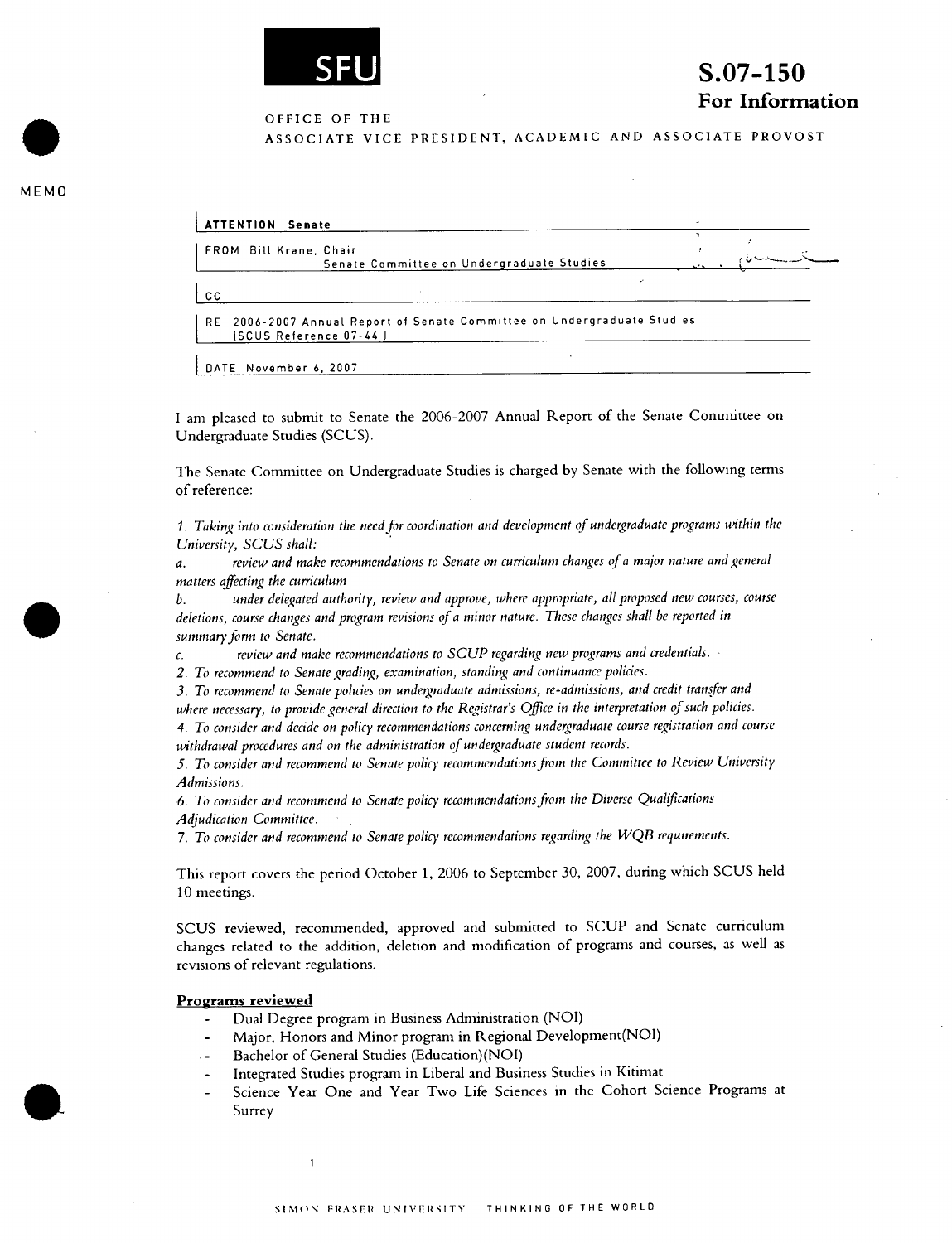**SFU**

# S.07-150
**For Information**

OFFICE OF THE
ASSOCIATE VICE PRESIDENT, ACADEMIC AND ASSOCIATE PROVOST

MEMO

**ATTENTION** Senate

FROM Bill Krane, Chair
Senate Committee on Undergraduate Studies

CC

RE 2006-2007 Annual Report of Senate Committee on Undergraduate Studies
(SCUS Reference 07-44 )

DATE November 6, 2007

I am pleased to submit to Senate the 2006-2007 Annual Report of the Senate Committee on Undergraduate Studies (SCUS).

The Senate Committee on Undergraduate Studies is charged by Senate with the following terms of reference:

*1. Taking into consideration the need for coordination and development of undergraduate programs within the University, SCUS shall:*

*a. review and make recommendations to Senate on curriculum changes of a major nature and general matters affecting the curriculum*

*b. under delegated authority, review and approve, where appropriate, all proposed new courses, course deletions, course changes and program revisions of a minor nature. These changes shall be reported in summary form to Senate.*

*c. review and make recommendations to SCUP regarding new programs and credentials.*

*2. To recommend to Senate grading, examination, standing and continuance policies.*

*3. To recommend to Senate policies on undergraduate admissions, re-admissions, and credit transfer and where necessary, to provide general direction to the Registrar's Office in the interpretation of such policies.*

*4. To consider and decide on policy recommendations concerning undergraduate course registration and course withdrawal procedures and on the administration of undergraduate student records.*

*5. To consider and recommend to Senate policy recommendations from the Committee to Review University Admissions.*

*6. To consider and recommend to Senate policy recommendations from the Diverse Qualifications Adjudication Committee.*

*7. To consider and recommend to Senate policy recommendations regarding the WQB requirements.*

This report covers the period October 1, 2006 to September 30, 2007, during which SCUS held 10 meetings.

SCUS reviewed, recommended, approved and submitted to SCUP and Senate curriculum changes related to the addition, deletion and modification of programs and courses, as well as revisions of relevant regulations.

**Programs reviewed**

- Dual Degree program in Business Administration (NOI)
- Major, Honors and Minor program in Regional Development(NOI)
- Bachelor of General Studies (Education)(NOI)
- Integrated Studies program in Liberal and Business Studies in Kitimat
- Science Year One and Year Two Life Sciences in the Cohort Science Programs at Surrey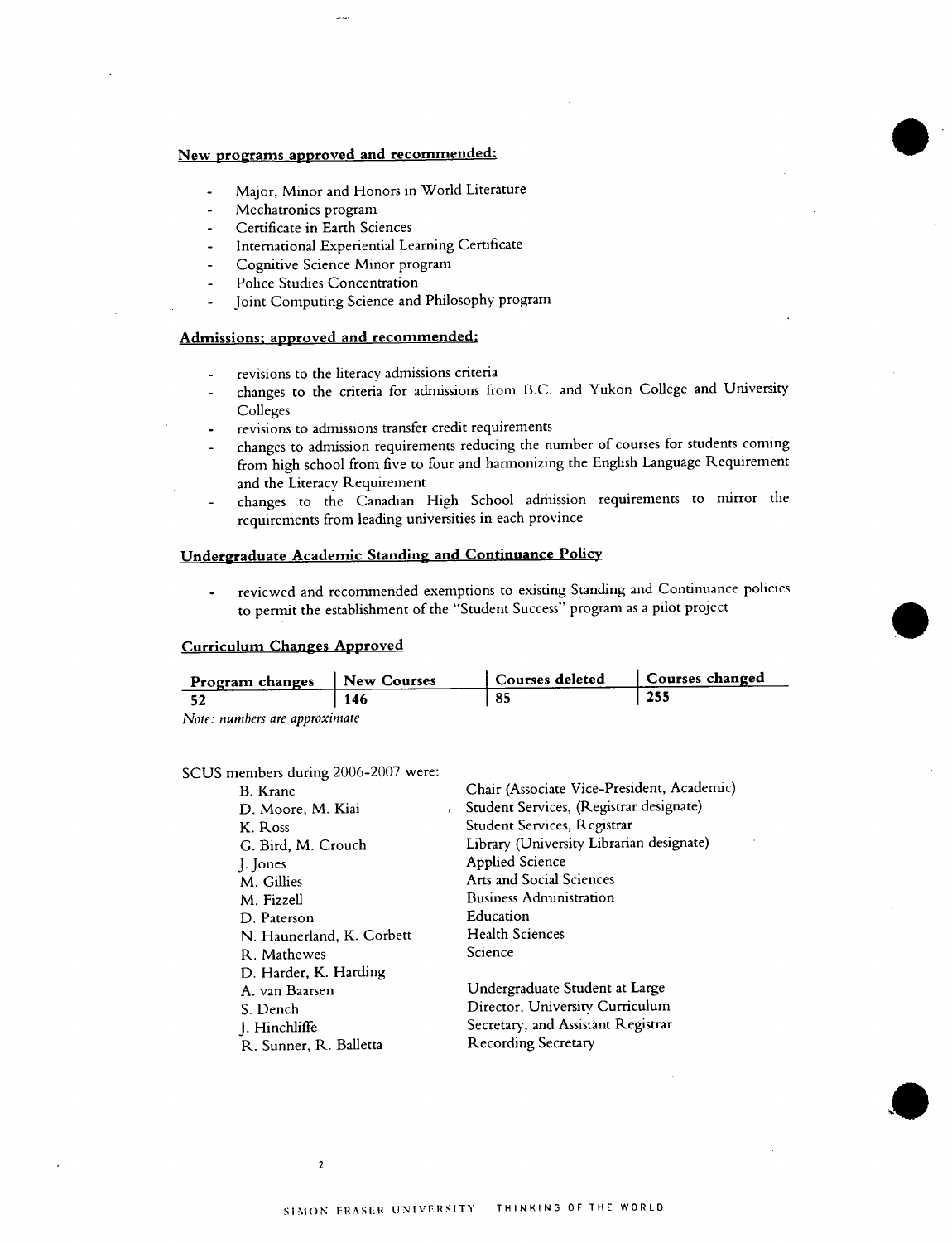**New programs approved and recommended:**

- Major, Minor and Honors in World Literature
- Mechatronics program
- Certificate in Earth Sciences
- International Experiential Learning Certificate
- Cognitive Science Minor program
- Police Studies Concentration
- Joint Computing Science and Philosophy program

**Admissions: approved and recommended:**

- revisions to the literacy admissions criteria
- changes to the criteria for admissions from B.C. and Yukon College and University Colleges
- revisions to admissions transfer credit requirements
- changes to admission requirements reducing the number of courses for students coming from high school from five to four and harmonizing the English Language Requirement and the Literacy Requirement
- changes to the Canadian High School admission requirements to mirror the requirements from leading universities in each province

**Undergraduate Academic Standing and Continuance Policy**

- reviewed and recommended exemptions to existing Standing and Continuance policies to permit the establishment of the "Student Success" program as a pilot project

**Curriculum Changes Approved**

| Program changes | New Courses | Courses deleted | Courses changed |
|---|---|---|---|
| 52 | 146 | 85 | 255 |

*Note: numbers are approximate*

SCUS members during 2006-2007 were:

| | |
|---|---|
| B. Krane | Chair (Associate Vice-President, Academic) |
| D. Moore, M. Kiai | Student Services, (Registrar designate) |
| K. Ross | Student Services, Registrar |
| G. Bird, M. Crouch | Library (University Librarian designate) |
| J. Jones | Applied Science |
| M. Gillies | Arts and Social Sciences |
| M. Fizzell | Business Administration |
| D. Paterson | Education |
| N. Haunerland, K. Corbett | Health Sciences |
| R. Mathewes | Science |
| D. Harder, K. Harding | |
| A. van Baarsen | Undergraduate Student at Large |
| S. Dench | Director, University Curriculum |
| J. Hinchliffe | Secretary, and Assistant Registrar |
| R. Sunner, R. Balletta | Recording Secretary |